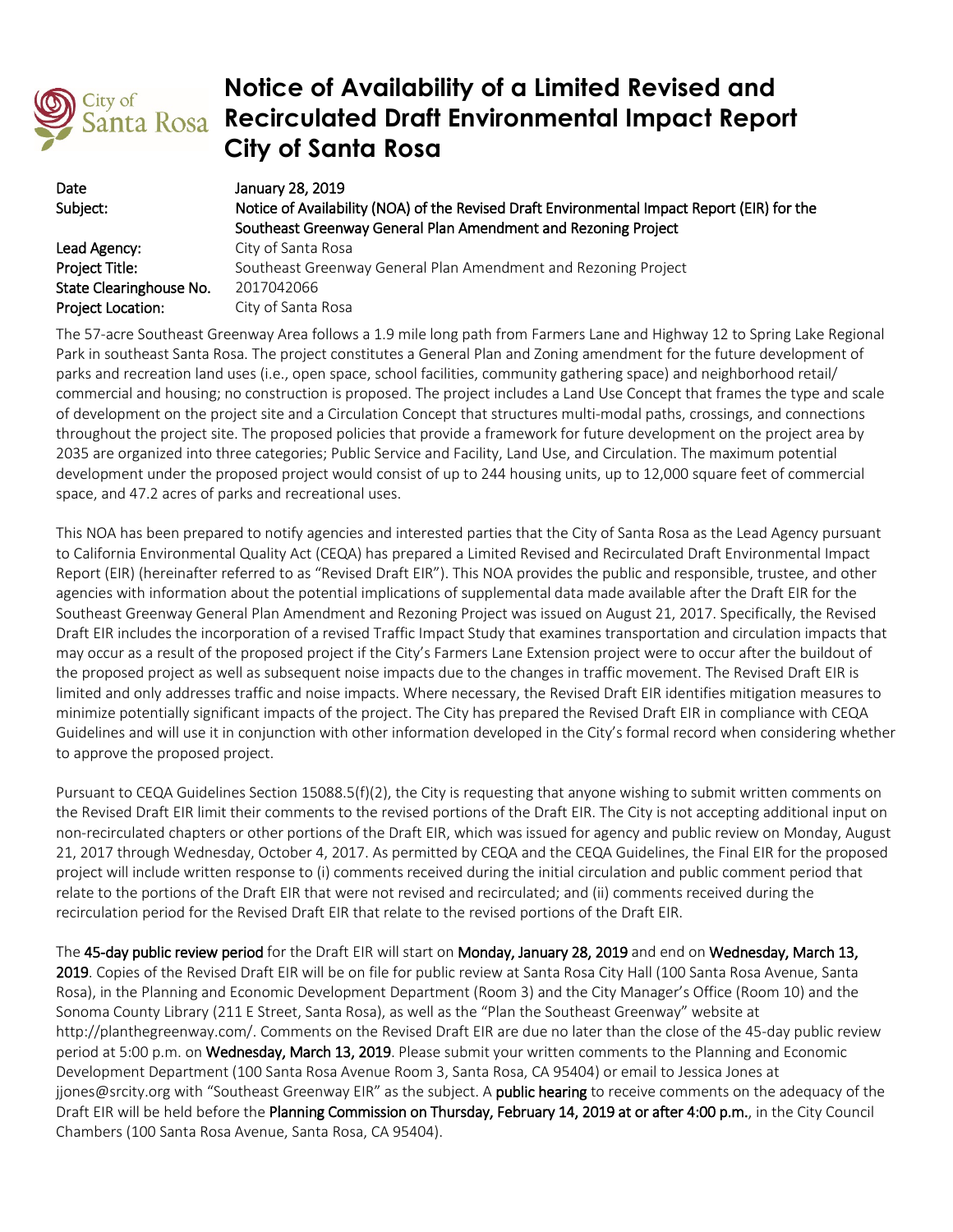# Notice of Availability of a Limited Revised and Recirculated Draft Environmental Impact Report City of Santa Rosa

| | |
|---|---|
| Date | January 28, 2019 |
| Subject: | Notice of Availability (NOA) of the Revised Draft Environmental Impact Report (EIR) for the Southeast Greenway General Plan Amendment and Rezoning Project |
| Lead Agency: | City of Santa Rosa |
| Project Title: | Southeast Greenway General Plan Amendment and Rezoning Project |
| State Clearinghouse No. | 2017042066 |
| Project Location: | City of Santa Rosa |

The 57-acre Southeast Greenway Area follows a 1.9 mile long path from Farmers Lane and Highway 12 to Spring Lake Regional Park in southeast Santa Rosa. The project constitutes a General Plan and Zoning amendment for the future development of parks and recreation land uses (i.e., open space, school facilities, community gathering space) and neighborhood retail/ commercial and housing; no construction is proposed. The project includes a Land Use Concept that frames the type and scale of development on the project site and a Circulation Concept that structures multi-modal paths, crossings, and connections throughout the project site. The proposed policies that provide a framework for future development on the project area by 2035 are organized into three categories; Public Service and Facility, Land Use, and Circulation. The maximum potential development under the proposed project would consist of up to 244 housing units, up to 12,000 square feet of commercial space, and 47.2 acres of parks and recreational uses.

This NOA has been prepared to notify agencies and interested parties that the City of Santa Rosa as the Lead Agency pursuant to California Environmental Quality Act (CEQA) has prepared a Limited Revised and Recirculated Draft Environmental Impact Report (EIR) (hereinafter referred to as "Revised Draft EIR"). This NOA provides the public and responsible, trustee, and other agencies with information about the potential implications of supplemental data made available after the Draft EIR for the Southeast Greenway General Plan Amendment and Rezoning Project was issued on August 21, 2017. Specifically, the Revised Draft EIR includes the incorporation of a revised Traffic Impact Study that examines transportation and circulation impacts that may occur as a result of the proposed project if the City's Farmers Lane Extension project were to occur after the buildout of the proposed project as well as subsequent noise impacts due to the changes in traffic movement. The Revised Draft EIR is limited and only addresses traffic and noise impacts. Where necessary, the Revised Draft EIR identifies mitigation measures to minimize potentially significant impacts of the project. The City has prepared the Revised Draft EIR in compliance with CEQA Guidelines and will use it in conjunction with other information developed in the City's formal record when considering whether to approve the proposed project.

Pursuant to CEQA Guidelines Section 15088.5(f)(2), the City is requesting that anyone wishing to submit written comments on the Revised Draft EIR limit their comments to the revised portions of the Draft EIR. The City is not accepting additional input on non-recirculated chapters or other portions of the Draft EIR, which was issued for agency and public review on Monday, August 21, 2017 through Wednesday, October 4, 2017. As permitted by CEQA and the CEQA Guidelines, the Final EIR for the proposed project will include written response to (i) comments received during the initial circulation and public comment period that relate to the portions of the Draft EIR that were not revised and recirculated; and (ii) comments received during the recirculation period for the Revised Draft EIR that relate to the revised portions of the Draft EIR.

The **45-day public review period** for the Draft EIR will start on **Monday, January 28, 2019** and end on **Wednesday, March 13, 2019**. Copies of the Revised Draft EIR will be on file for public review at Santa Rosa City Hall (100 Santa Rosa Avenue, Santa Rosa), in the Planning and Economic Development Department (Room 3) and the City Manager's Office (Room 10) and the Sonoma County Library (211 E Street, Santa Rosa), as well as the "Plan the Southeast Greenway" website at http://planthegreenway.com/. Comments on the Revised Draft EIR are due no later than the close of the 45-day public review period at 5:00 p.m. on **Wednesday, March 13, 2019**. Please submit your written comments to the Planning and Economic Development Department (100 Santa Rosa Avenue Room 3, Santa Rosa, CA 95404) or email to Jessica Jones at jjones@srcity.org with "Southeast Greenway EIR" as the subject. A **public hearing** to receive comments on the adequacy of the Draft EIR will be held before the **Planning Commission on Thursday, February 14, 2019 at or after 4:00 p.m.**, in the City Council Chambers (100 Santa Rosa Avenue, Santa Rosa, CA 95404).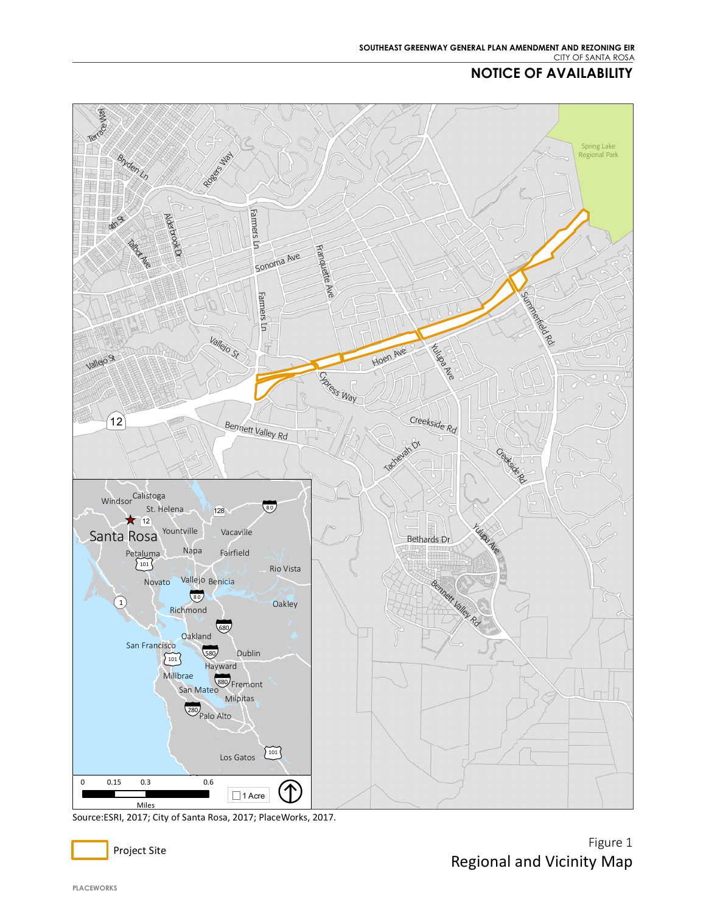# NOTICE OF AVAILABILITY

Spring Lake Regional Park

Terrace Way
Bryden Ln
Rogers Way
4th St
Talbot Ave
Alderbrook Dr
Farmers Ln
Franquette Ave
Sonoma Ave
Farmers Ln
Vallejo St
Vallejo St
Summerfield Rd
Hoen Ave
Yulupa Ave
Cypress Way
12
Bennett Valley Rd
Creekside Rd
Tachevah Dr
Creekside Rd
Bethards Dr
Yulupa Ave
Bennett Valley Rd

Windsor
Calistoga
St. Helena
128
80
12
Santa Rosa
Yountville
Vacaville
Petaluma
Napa
Fairfield
101
Rio Vista
Novato
Vallejo
Benicia
80
Oakley
1
Richmond
680
Oakland
San Francisco
580
Dublin
101
Hayward
Millbrae
880
Fremont
San Mateo
Milpitas
280
Palo Alto
Los Gatos
101

0 0.15 0.3 0.6
Miles

1 Acre

Source:ESRI, 2017; City of Santa Rosa, 2017; PlaceWorks, 2017.

Project Site

Figure 1
Regional and Vicinity Map